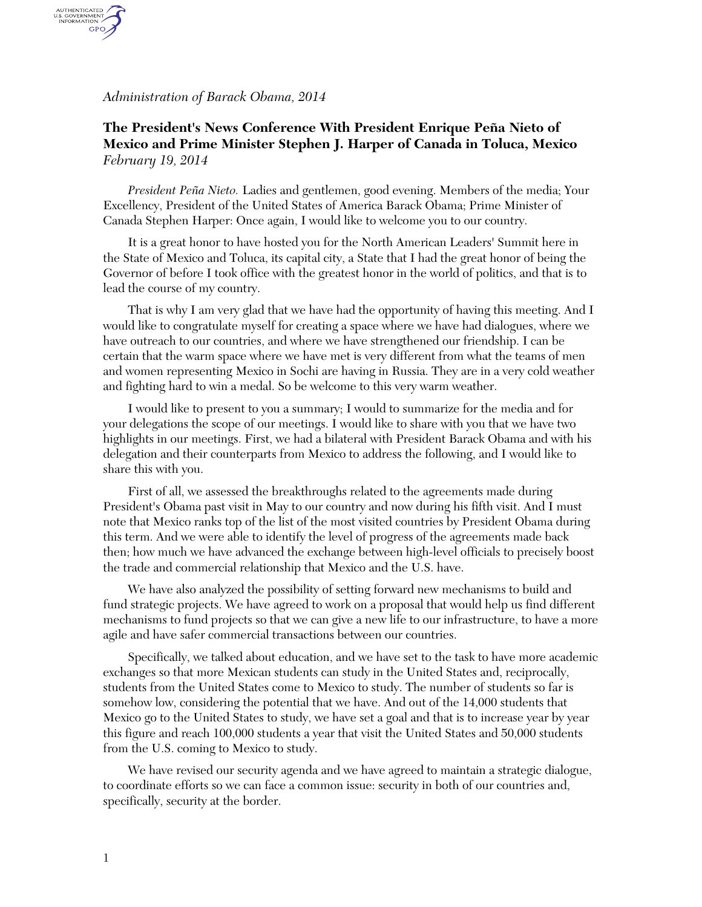*Administration of Barack Obama, 2014*

## The President's News Conference With President Enrique Peña Nieto of Mexico and Prime Minister Stephen J. Harper of Canada in Toluca, Mexico

*February 19, 2014*

*President Peña Nieto.* Ladies and gentlemen, good evening. Members of the media; Your Excellency, President of the United States of America Barack Obama; Prime Minister of Canada Stephen Harper: Once again, I would like to welcome you to our country.

It is a great honor to have hosted you for the North American Leaders' Summit here in the State of Mexico and Toluca, its capital city, a State that I had the great honor of being the Governor of before I took office with the greatest honor in the world of politics, and that is to lead the course of my country.

That is why I am very glad that we have had the opportunity of having this meeting. And I would like to congratulate myself for creating a space where we have had dialogues, where we have outreach to our countries, and where we have strengthened our friendship. I can be certain that the warm space where we have met is very different from what the teams of men and women representing Mexico in Sochi are having in Russia. They are in a very cold weather and fighting hard to win a medal. So be welcome to this very warm weather.

I would like to present to you a summary; I would to summarize for the media and for your delegations the scope of our meetings. I would like to share with you that we have two highlights in our meetings. First, we had a bilateral with President Barack Obama and with his delegation and their counterparts from Mexico to address the following, and I would like to share this with you.

First of all, we assessed the breakthroughs related to the agreements made during President's Obama past visit in May to our country and now during his fifth visit. And I must note that Mexico ranks top of the list of the most visited countries by President Obama during this term. And we were able to identify the level of progress of the agreements made back then; how much we have advanced the exchange between high-level officials to precisely boost the trade and commercial relationship that Mexico and the U.S. have.

We have also analyzed the possibility of setting forward new mechanisms to build and fund strategic projects. We have agreed to work on a proposal that would help us find different mechanisms to fund projects so that we can give a new life to our infrastructure, to have a more agile and have safer commercial transactions between our countries.

Specifically, we talked about education, and we have set to the task to have more academic exchanges so that more Mexican students can study in the United States and, reciprocally, students from the United States come to Mexico to study. The number of students so far is somehow low, considering the potential that we have. And out of the 14,000 students that Mexico go to the United States to study, we have set a goal and that is to increase year by year this figure and reach 100,000 students a year that visit the United States and 50,000 students from the U.S. coming to Mexico to study.

We have revised our security agenda and we have agreed to maintain a strategic dialogue, to coordinate efforts so we can face a common issue: security in both of our countries and, specifically, security at the border.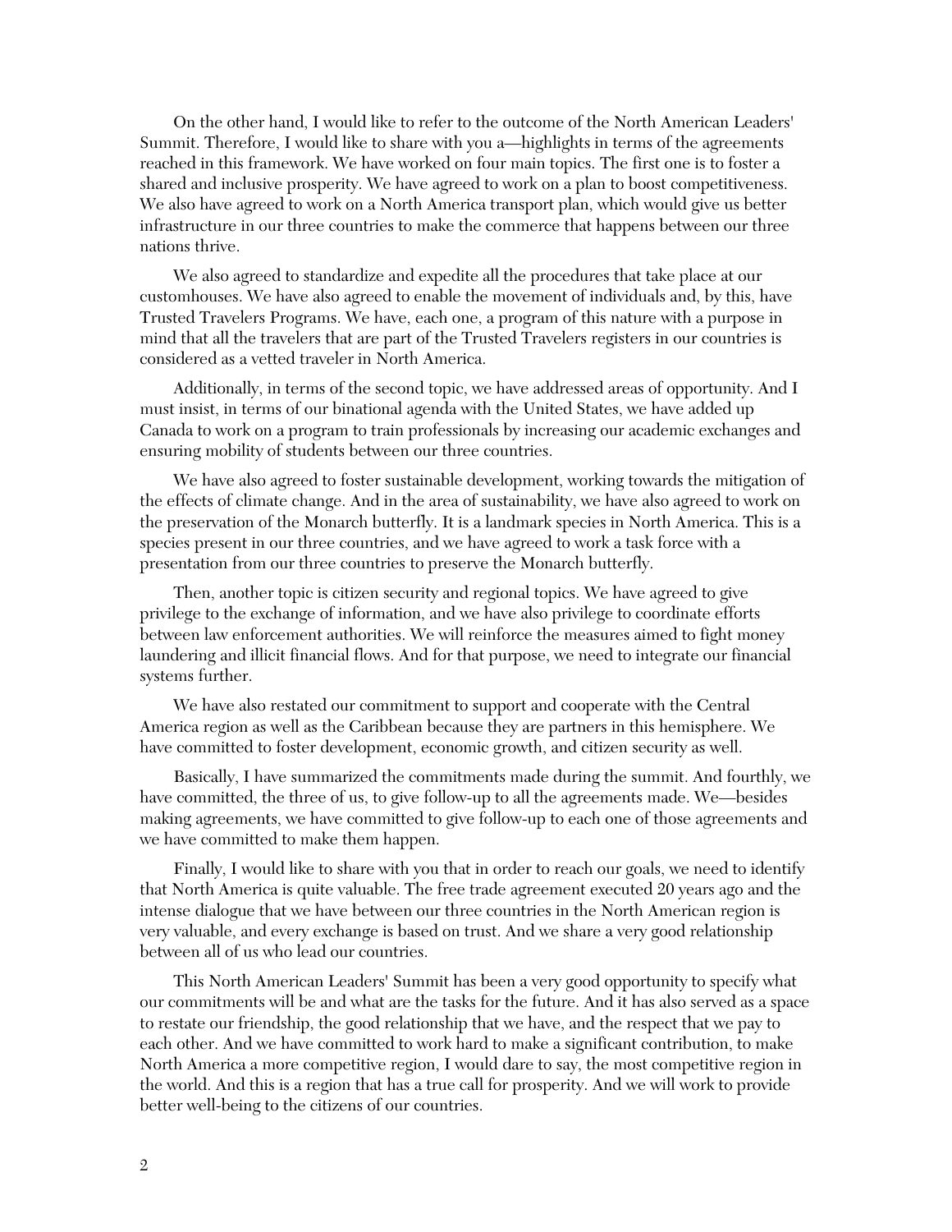On the other hand, I would like to refer to the outcome of the North American Leaders' Summit. Therefore, I would like to share with you a—highlights in terms of the agreements reached in this framework. We have worked on four main topics. The first one is to foster a shared and inclusive prosperity. We have agreed to work on a plan to boost competitiveness. We also have agreed to work on a North America transport plan, which would give us better infrastructure in our three countries to make the commerce that happens between our three nations thrive.

We also agreed to standardize and expedite all the procedures that take place at our customhouses. We have also agreed to enable the movement of individuals and, by this, have Trusted Travelers Programs. We have, each one, a program of this nature with a purpose in mind that all the travelers that are part of the Trusted Travelers registers in our countries is considered as a vetted traveler in North America.

Additionally, in terms of the second topic, we have addressed areas of opportunity. And I must insist, in terms of our binational agenda with the United States, we have added up Canada to work on a program to train professionals by increasing our academic exchanges and ensuring mobility of students between our three countries.

We have also agreed to foster sustainable development, working towards the mitigation of the effects of climate change. And in the area of sustainability, we have also agreed to work on the preservation of the Monarch butterfly. It is a landmark species in North America. This is a species present in our three countries, and we have agreed to work a task force with a presentation from our three countries to preserve the Monarch butterfly.

Then, another topic is citizen security and regional topics. We have agreed to give privilege to the exchange of information, and we have also privilege to coordinate efforts between law enforcement authorities. We will reinforce the measures aimed to fight money laundering and illicit financial flows. And for that purpose, we need to integrate our financial systems further.

We have also restated our commitment to support and cooperate with the Central America region as well as the Caribbean because they are partners in this hemisphere. We have committed to foster development, economic growth, and citizen security as well.

Basically, I have summarized the commitments made during the summit. And fourthly, we have committed, the three of us, to give follow-up to all the agreements made. We—besides making agreements, we have committed to give follow-up to each one of those agreements and we have committed to make them happen.

Finally, I would like to share with you that in order to reach our goals, we need to identify that North America is quite valuable. The free trade agreement executed 20 years ago and the intense dialogue that we have between our three countries in the North American region is very valuable, and every exchange is based on trust. And we share a very good relationship between all of us who lead our countries.

This North American Leaders' Summit has been a very good opportunity to specify what our commitments will be and what are the tasks for the future. And it has also served as a space to restate our friendship, the good relationship that we have, and the respect that we pay to each other. And we have committed to work hard to make a significant contribution, to make North America a more competitive region, I would dare to say, the most competitive region in the world. And this is a region that has a true call for prosperity. And we will work to provide better well-being to the citizens of our countries.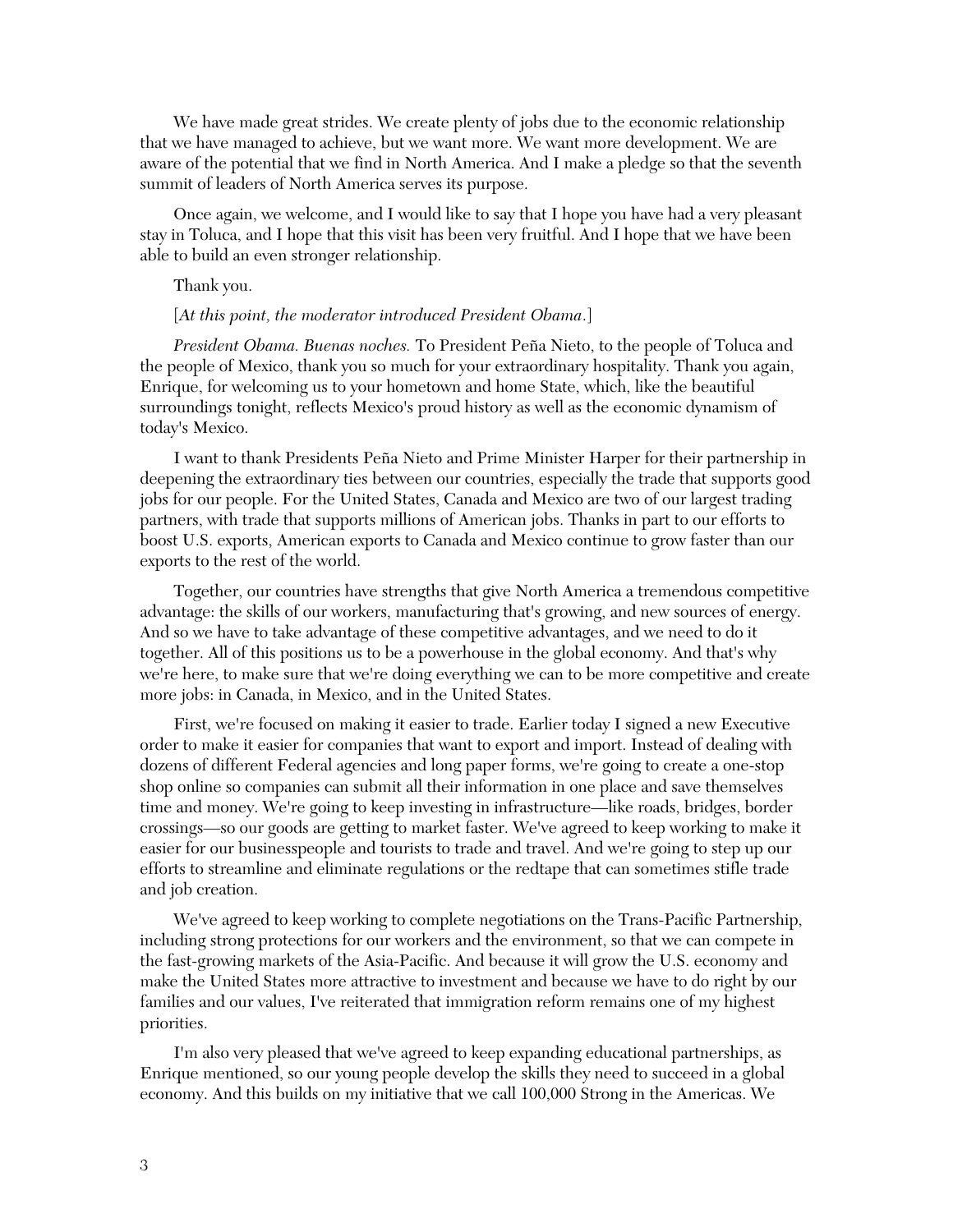We have made great strides. We create plenty of jobs due to the economic relationship that we have managed to achieve, but we want more. We want more development. We are aware of the potential that we find in North America. And I make a pledge so that the seventh summit of leaders of North America serves its purpose.

Once again, we welcome, and I would like to say that I hope you have had a very pleasant stay in Toluca, and I hope that this visit has been very fruitful. And I hope that we have been able to build an even stronger relationship.

Thank you.

[*At this point, the moderator introduced President Obama*.]

*President Obama. Buenas noches.* To President Peña Nieto, to the people of Toluca and the people of Mexico, thank you so much for your extraordinary hospitality. Thank you again, Enrique, for welcoming us to your hometown and home State, which, like the beautiful surroundings tonight, reflects Mexico's proud history as well as the economic dynamism of today's Mexico.

I want to thank Presidents Peña Nieto and Prime Minister Harper for their partnership in deepening the extraordinary ties between our countries, especially the trade that supports good jobs for our people. For the United States, Canada and Mexico are two of our largest trading partners, with trade that supports millions of American jobs. Thanks in part to our efforts to boost U.S. exports, American exports to Canada and Mexico continue to grow faster than our exports to the rest of the world.

Together, our countries have strengths that give North America a tremendous competitive advantage: the skills of our workers, manufacturing that's growing, and new sources of energy. And so we have to take advantage of these competitive advantages, and we need to do it together. All of this positions us to be a powerhouse in the global economy. And that's why we're here, to make sure that we're doing everything we can to be more competitive and create more jobs: in Canada, in Mexico, and in the United States.

First, we're focused on making it easier to trade. Earlier today I signed a new Executive order to make it easier for companies that want to export and import. Instead of dealing with dozens of different Federal agencies and long paper forms, we're going to create a one-stop shop online so companies can submit all their information in one place and save themselves time and money. We're going to keep investing in infrastructure—like roads, bridges, border crossings—so our goods are getting to market faster. We've agreed to keep working to make it easier for our businesspeople and tourists to trade and travel. And we're going to step up our efforts to streamline and eliminate regulations or the redtape that can sometimes stifle trade and job creation.

We've agreed to keep working to complete negotiations on the Trans-Pacific Partnership, including strong protections for our workers and the environment, so that we can compete in the fast-growing markets of the Asia-Pacific. And because it will grow the U.S. economy and make the United States more attractive to investment and because we have to do right by our families and our values, I've reiterated that immigration reform remains one of my highest priorities.

I'm also very pleased that we've agreed to keep expanding educational partnerships, as Enrique mentioned, so our young people develop the skills they need to succeed in a global economy. And this builds on my initiative that we call 100,000 Strong in the Americas. We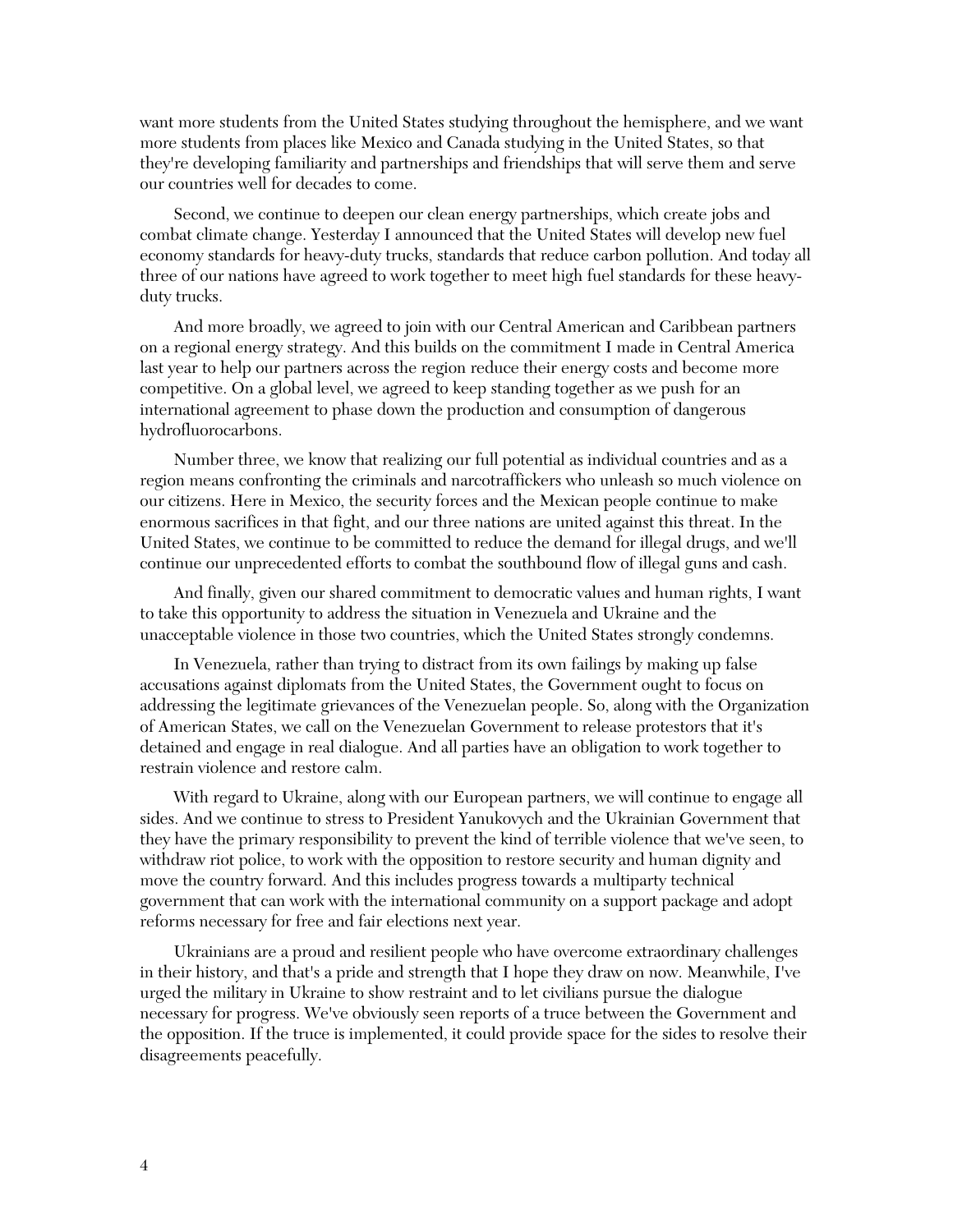want more students from the United States studying throughout the hemisphere, and we want more students from places like Mexico and Canada studying in the United States, so that they're developing familiarity and partnerships and friendships that will serve them and serve our countries well for decades to come.

Second, we continue to deepen our clean energy partnerships, which create jobs and combat climate change. Yesterday I announced that the United States will develop new fuel economy standards for heavy-duty trucks, standards that reduce carbon pollution. And today all three of our nations have agreed to work together to meet high fuel standards for these heavy-duty trucks.

And more broadly, we agreed to join with our Central American and Caribbean partners on a regional energy strategy. And this builds on the commitment I made in Central America last year to help our partners across the region reduce their energy costs and become more competitive. On a global level, we agreed to keep standing together as we push for an international agreement to phase down the production and consumption of dangerous hydrofluorocarbons.

Number three, we know that realizing our full potential as individual countries and as a region means confronting the criminals and narcotraffickers who unleash so much violence on our citizens. Here in Mexico, the security forces and the Mexican people continue to make enormous sacrifices in that fight, and our three nations are united against this threat. In the United States, we continue to be committed to reduce the demand for illegal drugs, and we'll continue our unprecedented efforts to combat the southbound flow of illegal guns and cash.

And finally, given our shared commitment to democratic values and human rights, I want to take this opportunity to address the situation in Venezuela and Ukraine and the unacceptable violence in those two countries, which the United States strongly condemns.

In Venezuela, rather than trying to distract from its own failings by making up false accusations against diplomats from the United States, the Government ought to focus on addressing the legitimate grievances of the Venezuelan people. So, along with the Organization of American States, we call on the Venezuelan Government to release protestors that it's detained and engage in real dialogue. And all parties have an obligation to work together to restrain violence and restore calm.

With regard to Ukraine, along with our European partners, we will continue to engage all sides. And we continue to stress to President Yanukovych and the Ukrainian Government that they have the primary responsibility to prevent the kind of terrible violence that we've seen, to withdraw riot police, to work with the opposition to restore security and human dignity and move the country forward. And this includes progress towards a multiparty technical government that can work with the international community on a support package and adopt reforms necessary for free and fair elections next year.

Ukrainians are a proud and resilient people who have overcome extraordinary challenges in their history, and that's a pride and strength that I hope they draw on now. Meanwhile, I've urged the military in Ukraine to show restraint and to let civilians pursue the dialogue necessary for progress. We've obviously seen reports of a truce between the Government and the opposition. If the truce is implemented, it could provide space for the sides to resolve their disagreements peacefully.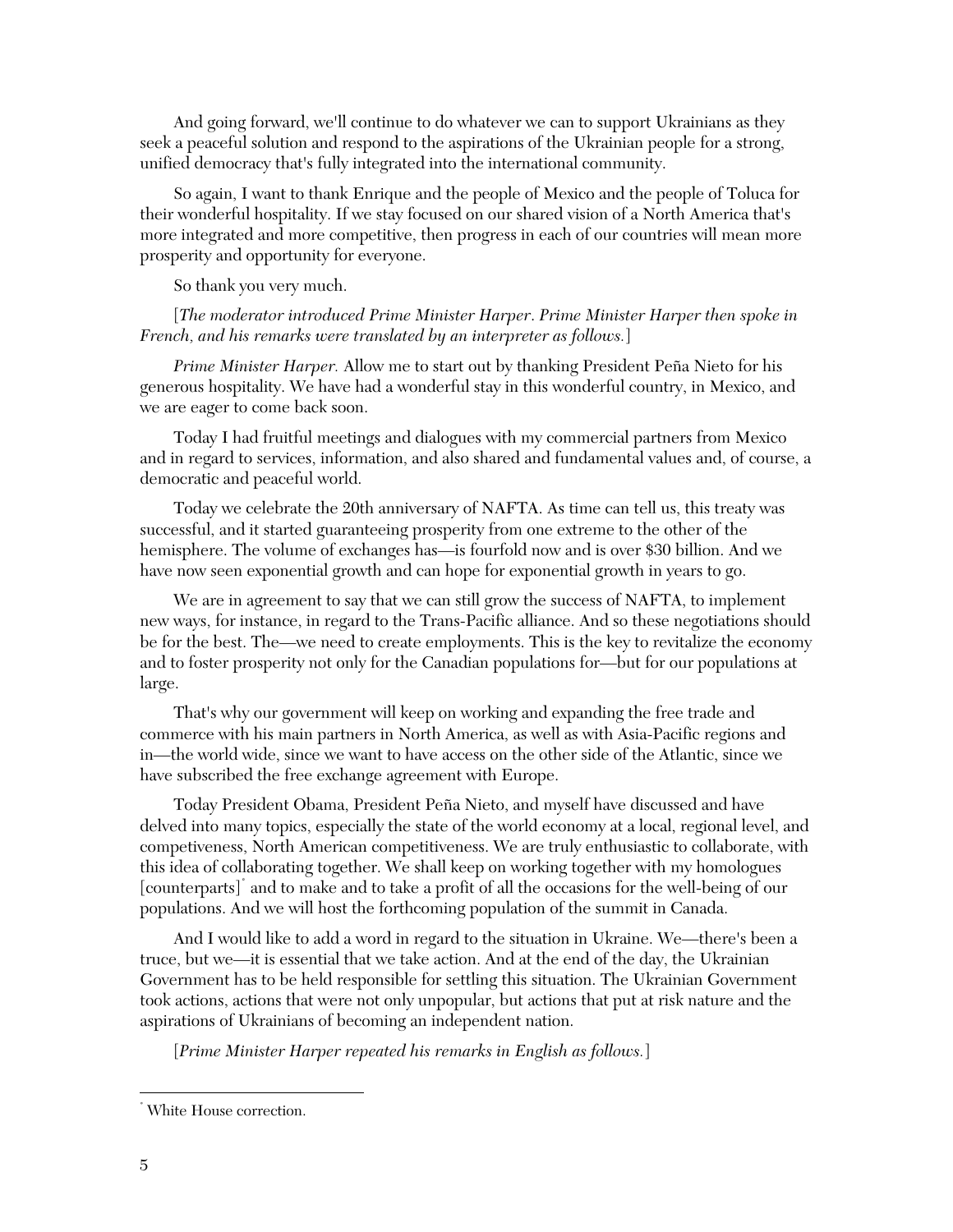And going forward, we'll continue to do whatever we can to support Ukrainians as they seek a peaceful solution and respond to the aspirations of the Ukrainian people for a strong, unified democracy that's fully integrated into the international community.

So again, I want to thank Enrique and the people of Mexico and the people of Toluca for their wonderful hospitality. If we stay focused on our shared vision of a North America that's more integrated and more competitive, then progress in each of our countries will mean more prosperity and opportunity for everyone.

So thank you very much.

[*The moderator introduced Prime Minister Harper. Prime Minister Harper then spoke in French, and his remarks were translated by an interpreter as follows.*]

*Prime Minister Harper.* Allow me to start out by thanking President Peña Nieto for his generous hospitality. We have had a wonderful stay in this wonderful country, in Mexico, and we are eager to come back soon.

Today I had fruitful meetings and dialogues with my commercial partners from Mexico and in regard to services, information, and also shared and fundamental values and, of course, a democratic and peaceful world.

Today we celebrate the 20th anniversary of NAFTA. As time can tell us, this treaty was successful, and it started guaranteeing prosperity from one extreme to the other of the hemisphere. The volume of exchanges has—is fourfold now and is over $30 billion. And we have now seen exponential growth and can hope for exponential growth in years to go.

We are in agreement to say that we can still grow the success of NAFTA, to implement new ways, for instance, in regard to the Trans-Pacific alliance. And so these negotiations should be for the best. The—we need to create employments. This is the key to revitalize the economy and to foster prosperity not only for the Canadian populations for—but for our populations at large.

That's why our government will keep on working and expanding the free trade and commerce with his main partners in North America, as well as with Asia-Pacific regions and in—the world wide, since we want to have access on the other side of the Atlantic, since we have subscribed the free exchange agreement with Europe.

Today President Obama, President Peña Nieto, and myself have discussed and have delved into many topics, especially the state of the world economy at a local, regional level, and competiveness, North American competitiveness. We are truly enthusiastic to collaborate, with this idea of collaborating together. We shall keep on working together with my homologues [counterparts][*] and to make and to take a profit of all the occasions for the well-being of our populations. And we will host the forthcoming population of the summit in Canada.

And I would like to add a word in regard to the situation in Ukraine. We—there's been a truce, but we—it is essential that we take action. And at the end of the day, the Ukrainian Government has to be held responsible for settling this situation. The Ukrainian Government took actions, actions that were not only unpopular, but actions that put at risk nature and the aspirations of Ukrainians of becoming an independent nation.

[*Prime Minister Harper repeated his remarks in English as follows.*]

---

[*] White House correction.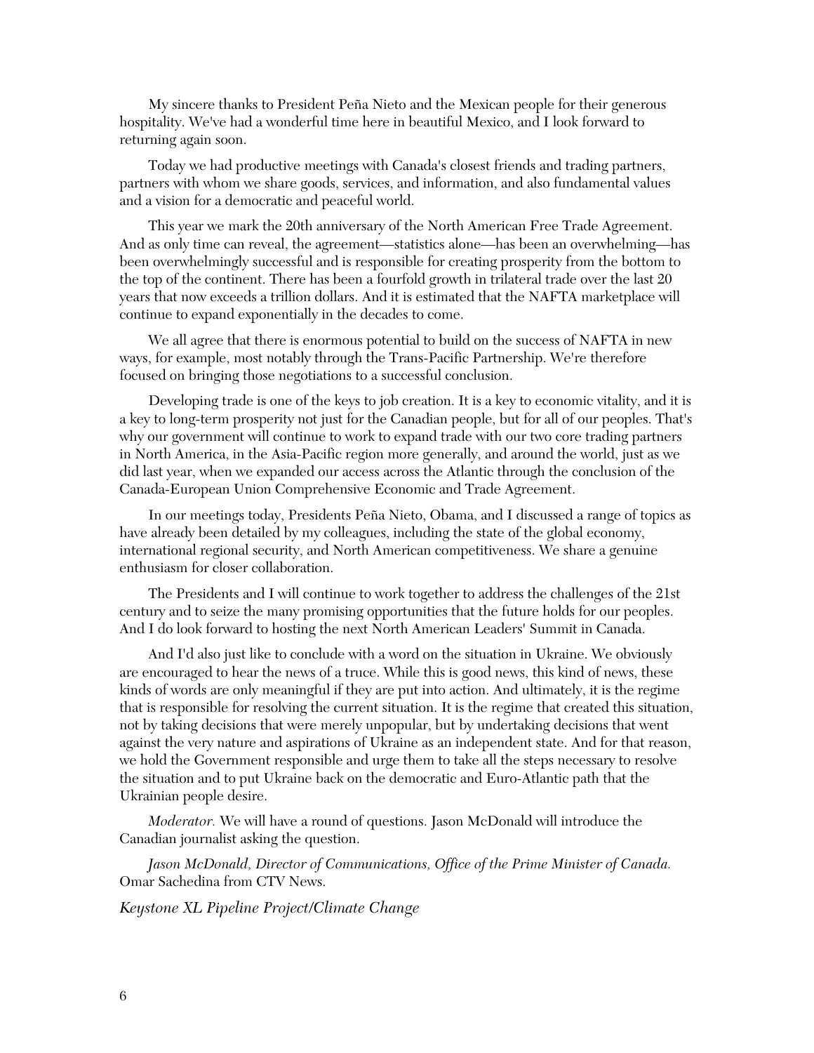My sincere thanks to President Peña Nieto and the Mexican people for their generous hospitality. We've had a wonderful time here in beautiful Mexico, and I look forward to returning again soon.

Today we had productive meetings with Canada's closest friends and trading partners, partners with whom we share goods, services, and information, and also fundamental values and a vision for a democratic and peaceful world.

This year we mark the 20th anniversary of the North American Free Trade Agreement. And as only time can reveal, the agreement—statistics alone—has been an overwhelming—has been overwhelmingly successful and is responsible for creating prosperity from the bottom to the top of the continent. There has been a fourfold growth in trilateral trade over the last 20 years that now exceeds a trillion dollars. And it is estimated that the NAFTA marketplace will continue to expand exponentially in the decades to come.

We all agree that there is enormous potential to build on the success of NAFTA in new ways, for example, most notably through the Trans-Pacific Partnership. We're therefore focused on bringing those negotiations to a successful conclusion.

Developing trade is one of the keys to job creation. It is a key to economic vitality, and it is a key to long-term prosperity not just for the Canadian people, but for all of our peoples. That's why our government will continue to work to expand trade with our two core trading partners in North America, in the Asia-Pacific region more generally, and around the world, just as we did last year, when we expanded our access across the Atlantic through the conclusion of the Canada-European Union Comprehensive Economic and Trade Agreement.

In our meetings today, Presidents Peña Nieto, Obama, and I discussed a range of topics as have already been detailed by my colleagues, including the state of the global economy, international regional security, and North American competitiveness. We share a genuine enthusiasm for closer collaboration.

The Presidents and I will continue to work together to address the challenges of the 21st century and to seize the many promising opportunities that the future holds for our peoples. And I do look forward to hosting the next North American Leaders' Summit in Canada.

And I'd also just like to conclude with a word on the situation in Ukraine. We obviously are encouraged to hear the news of a truce. While this is good news, this kind of news, these kinds of words are only meaningful if they are put into action. And ultimately, it is the regime that is responsible for resolving the current situation. It is the regime that created this situation, not by taking decisions that were merely unpopular, but by undertaking decisions that went against the very nature and aspirations of Ukraine as an independent state. And for that reason, we hold the Government responsible and urge them to take all the steps necessary to resolve the situation and to put Ukraine back on the democratic and Euro-Atlantic path that the Ukrainian people desire.

*Moderator.* We will have a round of questions. Jason McDonald will introduce the Canadian journalist asking the question.

*Jason McDonald, Director of Communications, Office of the Prime Minister of Canada.* Omar Sachedina from CTV News.

*Keystone XL Pipeline Project/Climate Change*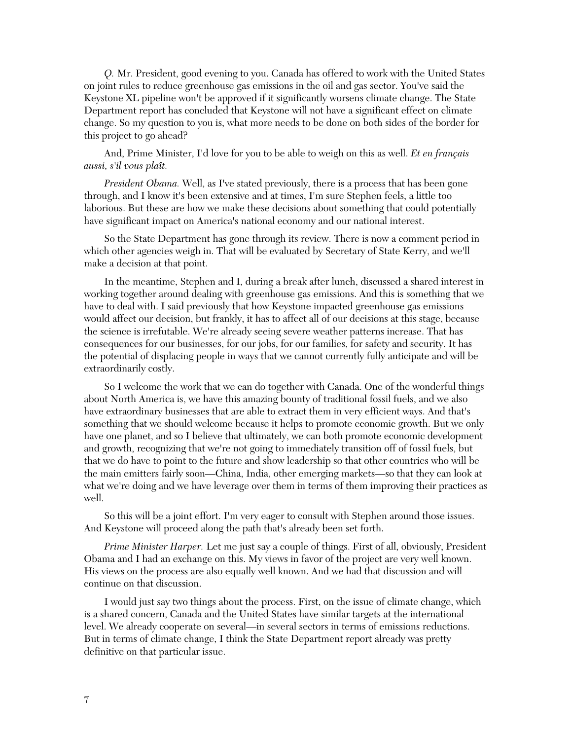*Q.* Mr. President, good evening to you. Canada has offered to work with the United States on joint rules to reduce greenhouse gas emissions in the oil and gas sector. You've said the Keystone XL pipeline won't be approved if it significantly worsens climate change. The State Department report has concluded that Keystone will not have a significant effect on climate change. So my question to you is, what more needs to be done on both sides of the border for this project to go ahead?

And, Prime Minister, I'd love for you to be able to weigh on this as well. *Et en français aussi, s'il vous plaît.*

*President Obama.* Well, as I've stated previously, there is a process that has been gone through, and I know it's been extensive and at times, I'm sure Stephen feels, a little too laborious. But these are how we make these decisions about something that could potentially have significant impact on America's national economy and our national interest.

So the State Department has gone through its review. There is now a comment period in which other agencies weigh in. That will be evaluated by Secretary of State Kerry, and we'll make a decision at that point.

In the meantime, Stephen and I, during a break after lunch, discussed a shared interest in working together around dealing with greenhouse gas emissions. And this is something that we have to deal with. I said previously that how Keystone impacted greenhouse gas emissions would affect our decision, but frankly, it has to affect all of our decisions at this stage, because the science is irrefutable. We're already seeing severe weather patterns increase. That has consequences for our businesses, for our jobs, for our families, for safety and security. It has the potential of displacing people in ways that we cannot currently fully anticipate and will be extraordinarily costly.

So I welcome the work that we can do together with Canada. One of the wonderful things about North America is, we have this amazing bounty of traditional fossil fuels, and we also have extraordinary businesses that are able to extract them in very efficient ways. And that's something that we should welcome because it helps to promote economic growth. But we only have one planet, and so I believe that ultimately, we can both promote economic development and growth, recognizing that we're not going to immediately transition off of fossil fuels, but that we do have to point to the future and show leadership so that other countries who will be the main emitters fairly soon—China, India, other emerging markets—so that they can look at what we're doing and we have leverage over them in terms of them improving their practices as well.

So this will be a joint effort. I'm very eager to consult with Stephen around those issues. And Keystone will proceed along the path that's already been set forth.

*Prime Minister Harper.* Let me just say a couple of things. First of all, obviously, President Obama and I had an exchange on this. My views in favor of the project are very well known. His views on the process are also equally well known. And we had that discussion and will continue on that discussion.

I would just say two things about the process. First, on the issue of climate change, which is a shared concern, Canada and the United States have similar targets at the international level. We already cooperate on several—in several sectors in terms of emissions reductions. But in terms of climate change, I think the State Department report already was pretty definitive on that particular issue.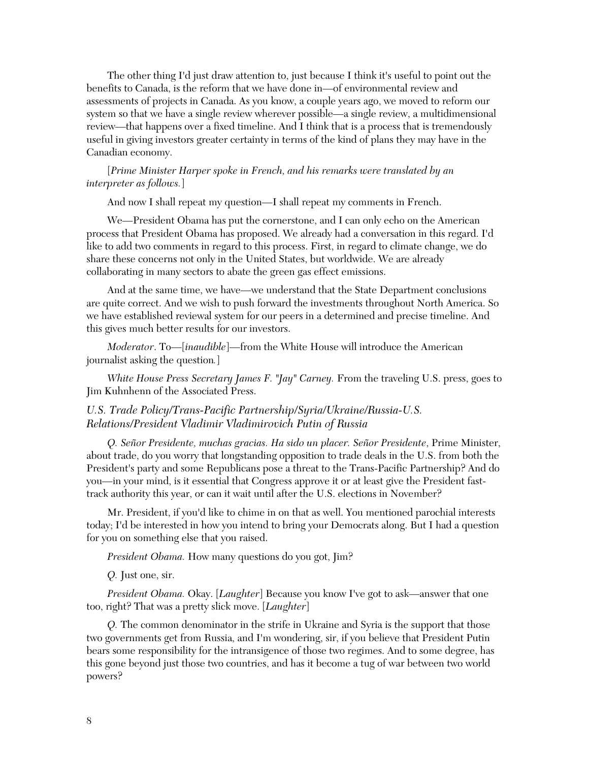The other thing I'd just draw attention to, just because I think it's useful to point out the benefits to Canada, is the reform that we have done in—of environmental review and assessments of projects in Canada. As you know, a couple years ago, we moved to reform our system so that we have a single review wherever possible—a single review, a multidimensional review—that happens over a fixed timeline. And I think that is a process that is tremendously useful in giving investors greater certainty in terms of the kind of plans they may have in the Canadian economy.

[*Prime Minister Harper spoke in French, and his remarks were translated by an interpreter as follows.*]

And now I shall repeat my question—I shall repeat my comments in French.

We—President Obama has put the cornerstone, and I can only echo on the American process that President Obama has proposed. We already had a conversation in this regard. I'd like to add two comments in regard to this process. First, in regard to climate change, we do share these concerns not only in the United States, but worldwide. We are already collaborating in many sectors to abate the green gas effect emissions.

And at the same time, we have—we understand that the State Department conclusions are quite correct. And we wish to push forward the investments throughout North America. So we have established reviewal system for our peers in a determined and precise timeline. And this gives much better results for our investors.

*Moderator*. To—[*inaudible*]—from the White House will introduce the American journalist asking the question.]

*White House Press Secretary James F. "Jay" Carney.* From the traveling U.S. press, goes to Jim Kuhnhenn of the Associated Press.

### *U.S. Trade Policy/Trans-Pacific Partnership/Syria/Ukraine/Russia-U.S. Relations/President Vladimir Vladimirovich Putin of Russia*

*Q. Señor Presidente, muchas gracias. Ha sido un placer. Señor Presidente*, Prime Minister, about trade, do you worry that longstanding opposition to trade deals in the U.S. from both the President's party and some Republicans pose a threat to the Trans-Pacific Partnership? And do you—in your mind, is it essential that Congress approve it or at least give the President fast-track authority this year, or can it wait until after the U.S. elections in November?

Mr. President, if you'd like to chime in on that as well. You mentioned parochial interests today; I'd be interested in how you intend to bring your Democrats along. But I had a question for you on something else that you raised.

*President Obama.* How many questions do you got, Jim?

*Q.* Just one, sir.

*President Obama.* Okay. [*Laughter*] Because you know I've got to ask—answer that one too, right? That was a pretty slick move. [*Laughter*]

*Q.* The common denominator in the strife in Ukraine and Syria is the support that those two governments get from Russia, and I'm wondering, sir, if you believe that President Putin bears some responsibility for the intransigence of those two regimes. And to some degree, has this gone beyond just those two countries, and has it become a tug of war between two world powers?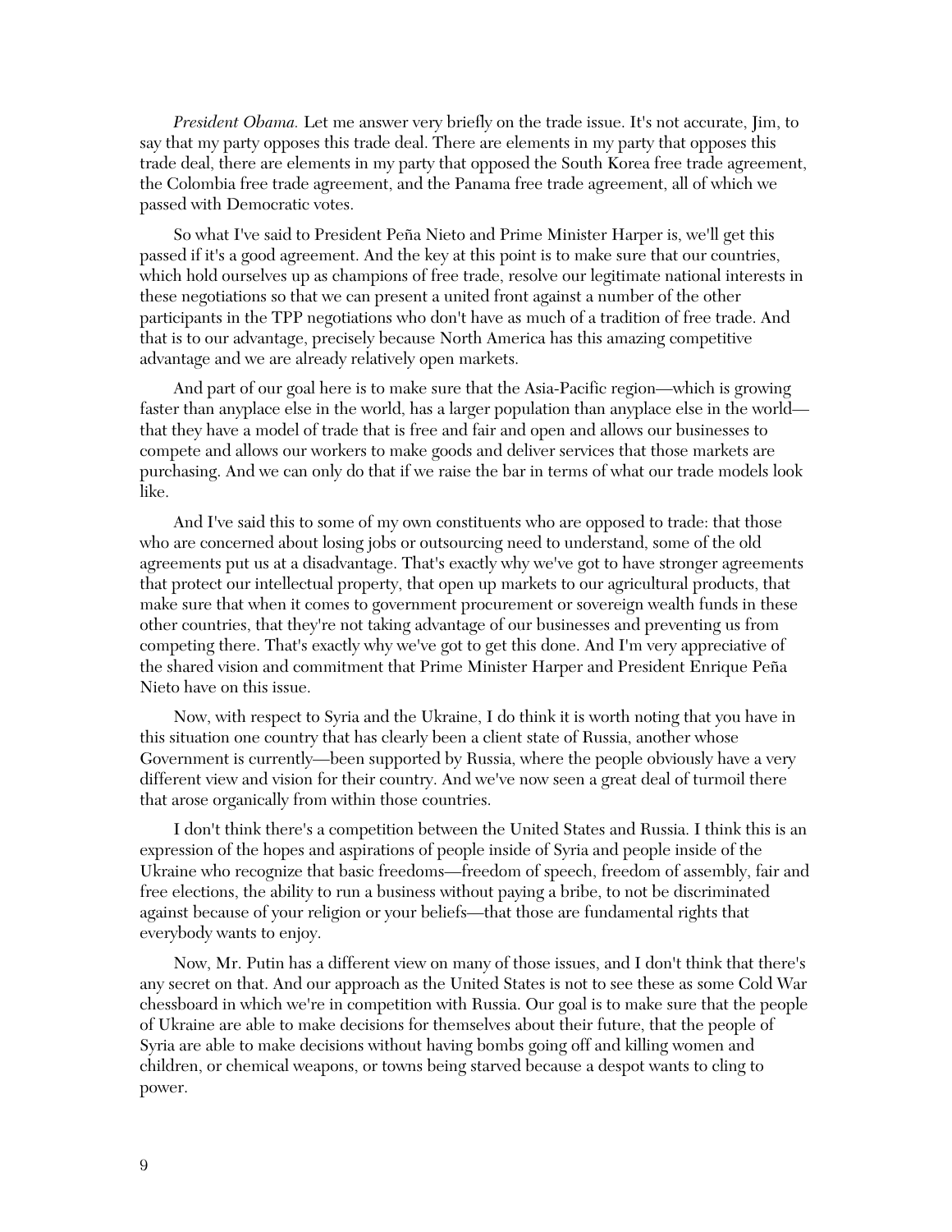*President Obama.* Let me answer very briefly on the trade issue. It's not accurate, Jim, to say that my party opposes this trade deal. There are elements in my party that opposes this trade deal, there are elements in my party that opposed the South Korea free trade agreement, the Colombia free trade agreement, and the Panama free trade agreement, all of which we passed with Democratic votes.

So what I've said to President Peña Nieto and Prime Minister Harper is, we'll get this passed if it's a good agreement. And the key at this point is to make sure that our countries, which hold ourselves up as champions of free trade, resolve our legitimate national interests in these negotiations so that we can present a united front against a number of the other participants in the TPP negotiations who don't have as much of a tradition of free trade. And that is to our advantage, precisely because North America has this amazing competitive advantage and we are already relatively open markets.

And part of our goal here is to make sure that the Asia-Pacific region—which is growing faster than anyplace else in the world, has a larger population than anyplace else in the world—that they have a model of trade that is free and fair and open and allows our businesses to compete and allows our workers to make goods and deliver services that those markets are purchasing. And we can only do that if we raise the bar in terms of what our trade models look like.

And I've said this to some of my own constituents who are opposed to trade: that those who are concerned about losing jobs or outsourcing need to understand, some of the old agreements put us at a disadvantage. That's exactly why we've got to have stronger agreements that protect our intellectual property, that open up markets to our agricultural products, that make sure that when it comes to government procurement or sovereign wealth funds in these other countries, that they're not taking advantage of our businesses and preventing us from competing there. That's exactly why we've got to get this done. And I'm very appreciative of the shared vision and commitment that Prime Minister Harper and President Enrique Peña Nieto have on this issue.

Now, with respect to Syria and the Ukraine, I do think it is worth noting that you have in this situation one country that has clearly been a client state of Russia, another whose Government is currently—been supported by Russia, where the people obviously have a very different view and vision for their country. And we've now seen a great deal of turmoil there that arose organically from within those countries.

I don't think there's a competition between the United States and Russia. I think this is an expression of the hopes and aspirations of people inside of Syria and people inside of the Ukraine who recognize that basic freedoms—freedom of speech, freedom of assembly, fair and free elections, the ability to run a business without paying a bribe, to not be discriminated against because of your religion or your beliefs—that those are fundamental rights that everybody wants to enjoy.

Now, Mr. Putin has a different view on many of those issues, and I don't think that there's any secret on that. And our approach as the United States is not to see these as some Cold War chessboard in which we're in competition with Russia. Our goal is to make sure that the people of Ukraine are able to make decisions for themselves about their future, that the people of Syria are able to make decisions without having bombs going off and killing women and children, or chemical weapons, or towns being starved because a despot wants to cling to power.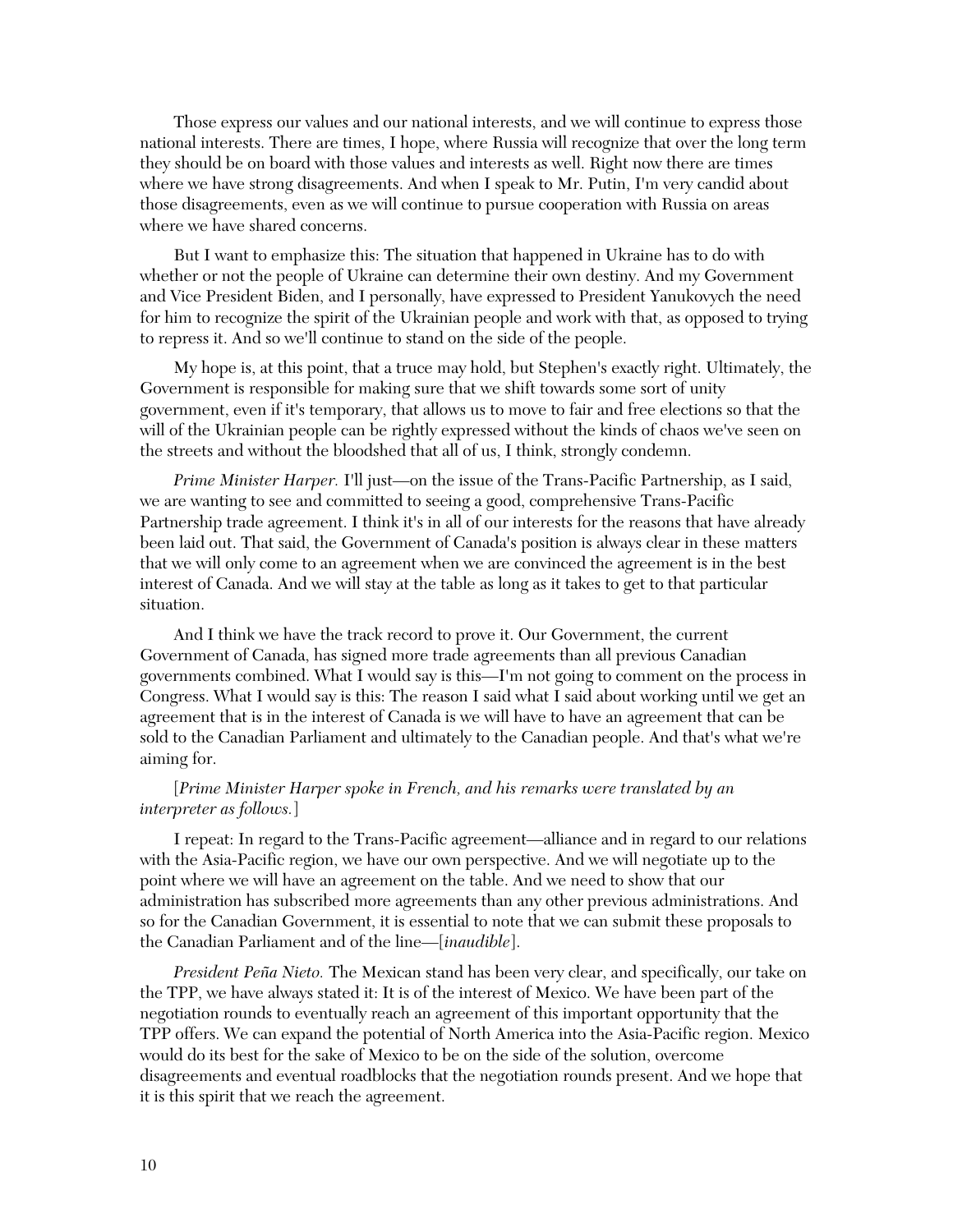Those express our values and our national interests, and we will continue to express those national interests. There are times, I hope, where Russia will recognize that over the long term they should be on board with those values and interests as well. Right now there are times where we have strong disagreements. And when I speak to Mr. Putin, I'm very candid about those disagreements, even as we will continue to pursue cooperation with Russia on areas where we have shared concerns.

But I want to emphasize this: The situation that happened in Ukraine has to do with whether or not the people of Ukraine can determine their own destiny. And my Government and Vice President Biden, and I personally, have expressed to President Yanukovych the need for him to recognize the spirit of the Ukrainian people and work with that, as opposed to trying to repress it. And so we'll continue to stand on the side of the people.

My hope is, at this point, that a truce may hold, but Stephen's exactly right. Ultimately, the Government is responsible for making sure that we shift towards some sort of unity government, even if it's temporary, that allows us to move to fair and free elections so that the will of the Ukrainian people can be rightly expressed without the kinds of chaos we've seen on the streets and without the bloodshed that all of us, I think, strongly condemn.

*Prime Minister Harper.* I'll just—on the issue of the Trans-Pacific Partnership, as I said, we are wanting to see and committed to seeing a good, comprehensive Trans-Pacific Partnership trade agreement. I think it's in all of our interests for the reasons that have already been laid out. That said, the Government of Canada's position is always clear in these matters that we will only come to an agreement when we are convinced the agreement is in the best interest of Canada. And we will stay at the table as long as it takes to get to that particular situation.

And I think we have the track record to prove it. Our Government, the current Government of Canada, has signed more trade agreements than all previous Canadian governments combined. What I would say is this—I'm not going to comment on the process in Congress. What I would say is this: The reason I said what I said about working until we get an agreement that is in the interest of Canada is we will have to have an agreement that can be sold to the Canadian Parliament and ultimately to the Canadian people. And that's what we're aiming for.

[*Prime Minister Harper spoke in French, and his remarks were translated by an interpreter as follows.*]

I repeat: In regard to the Trans-Pacific agreement—alliance and in regard to our relations with the Asia-Pacific region, we have our own perspective. And we will negotiate up to the point where we will have an agreement on the table. And we need to show that our administration has subscribed more agreements than any other previous administrations. And so for the Canadian Government, it is essential to note that we can submit these proposals to the Canadian Parliament and of the line—[*inaudible*].

*President Peña Nieto.* The Mexican stand has been very clear, and specifically, our take on the TPP, we have always stated it: It is of the interest of Mexico. We have been part of the negotiation rounds to eventually reach an agreement of this important opportunity that the TPP offers. We can expand the potential of North America into the Asia-Pacific region. Mexico would do its best for the sake of Mexico to be on the side of the solution, overcome disagreements and eventual roadblocks that the negotiation rounds present. And we hope that it is this spirit that we reach the agreement.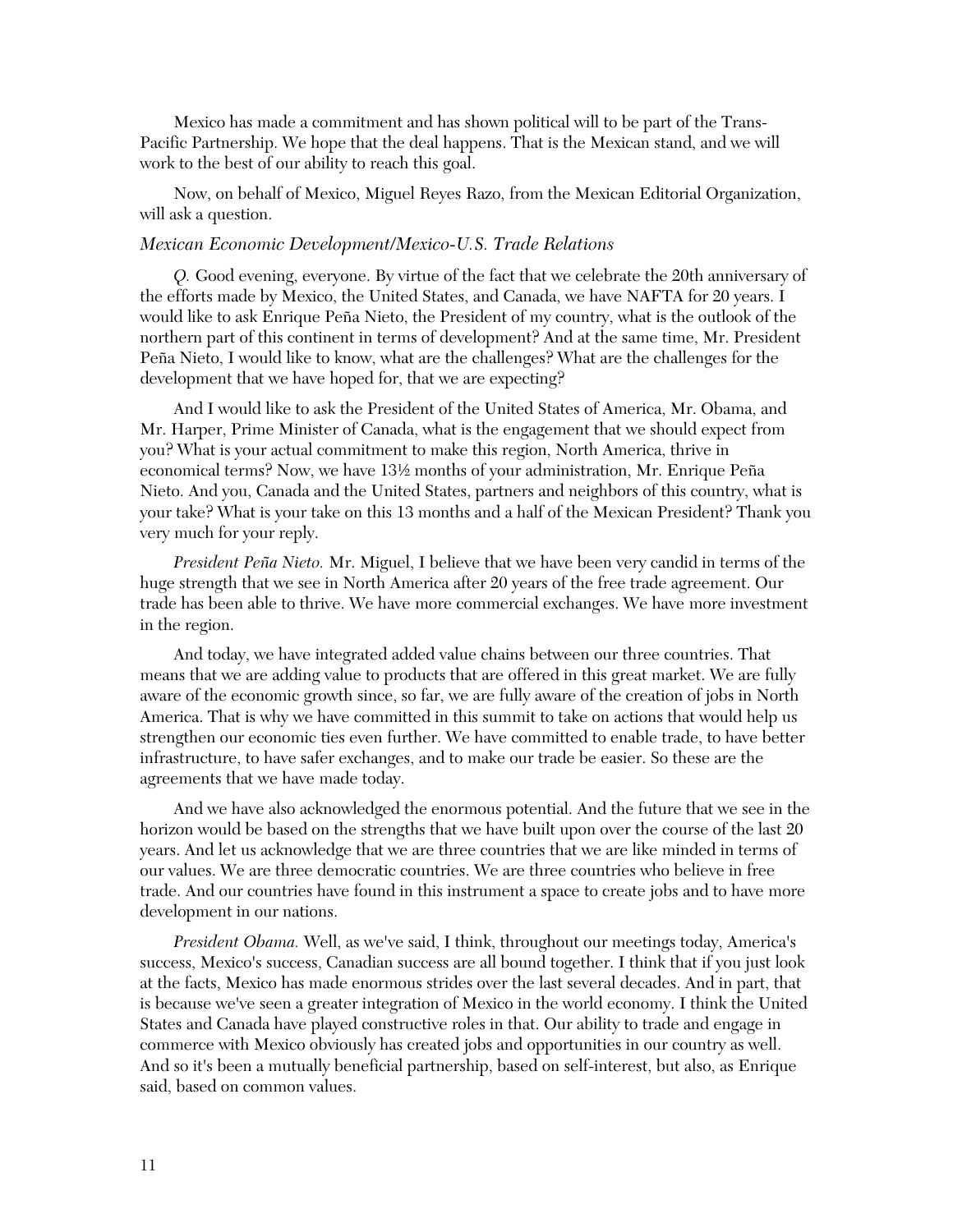Mexico has made a commitment and has shown political will to be part of the Trans-Pacific Partnership. We hope that the deal happens. That is the Mexican stand, and we will work to the best of our ability to reach this goal.

Now, on behalf of Mexico, Miguel Reyes Razo, from the Mexican Editorial Organization, will ask a question.

*Mexican Economic Development/Mexico-U.S. Trade Relations*

*Q.* Good evening, everyone. By virtue of the fact that we celebrate the 20th anniversary of the efforts made by Mexico, the United States, and Canada, we have NAFTA for 20 years. I would like to ask Enrique Peña Nieto, the President of my country, what is the outlook of the northern part of this continent in terms of development? And at the same time, Mr. President Peña Nieto, I would like to know, what are the challenges? What are the challenges for the development that we have hoped for, that we are expecting?

And I would like to ask the President of the United States of America, Mr. Obama, and Mr. Harper, Prime Minister of Canada, what is the engagement that we should expect from you? What is your actual commitment to make this region, North America, thrive in economical terms? Now, we have 13½ months of your administration, Mr. Enrique Peña Nieto. And you, Canada and the United States, partners and neighbors of this country, what is your take? What is your take on this 13 months and a half of the Mexican President? Thank you very much for your reply.

*President Peña Nieto.* Mr. Miguel, I believe that we have been very candid in terms of the huge strength that we see in North America after 20 years of the free trade agreement. Our trade has been able to thrive. We have more commercial exchanges. We have more investment in the region.

And today, we have integrated added value chains between our three countries. That means that we are adding value to products that are offered in this great market. We are fully aware of the economic growth since, so far, we are fully aware of the creation of jobs in North America. That is why we have committed in this summit to take on actions that would help us strengthen our economic ties even further. We have committed to enable trade, to have better infrastructure, to have safer exchanges, and to make our trade be easier. So these are the agreements that we have made today.

And we have also acknowledged the enormous potential. And the future that we see in the horizon would be based on the strengths that we have built upon over the course of the last 20 years. And let us acknowledge that we are three countries that we are like minded in terms of our values. We are three democratic countries. We are three countries who believe in free trade. And our countries have found in this instrument a space to create jobs and to have more development in our nations.

*President Obama.* Well, as we've said, I think, throughout our meetings today, America's success, Mexico's success, Canadian success are all bound together. I think that if you just look at the facts, Mexico has made enormous strides over the last several decades. And in part, that is because we've seen a greater integration of Mexico in the world economy. I think the United States and Canada have played constructive roles in that. Our ability to trade and engage in commerce with Mexico obviously has created jobs and opportunities in our country as well. And so it's been a mutually beneficial partnership, based on self-interest, but also, as Enrique said, based on common values.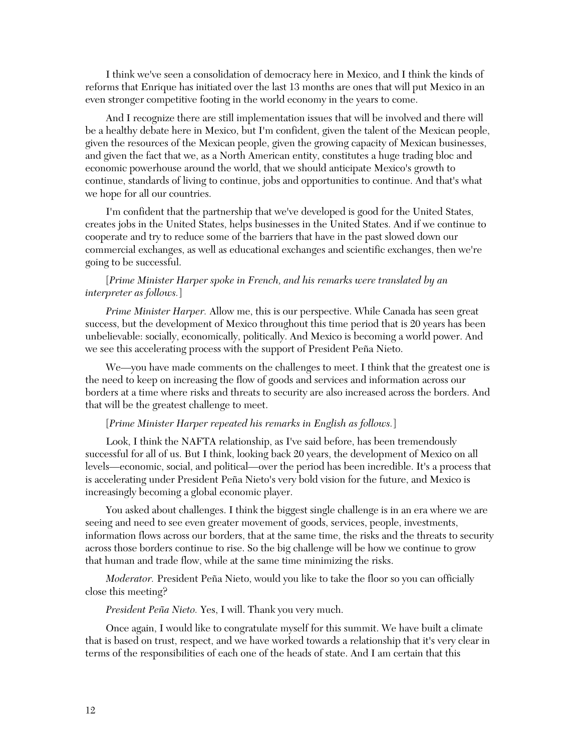I think we've seen a consolidation of democracy here in Mexico, and I think the kinds of reforms that Enrique has initiated over the last 13 months are ones that will put Mexico in an even stronger competitive footing in the world economy in the years to come.

And I recognize there are still implementation issues that will be involved and there will be a healthy debate here in Mexico, but I'm confident, given the talent of the Mexican people, given the resources of the Mexican people, given the growing capacity of Mexican businesses, and given the fact that we, as a North American entity, constitutes a huge trading bloc and economic powerhouse around the world, that we should anticipate Mexico's growth to continue, standards of living to continue, jobs and opportunities to continue. And that's what we hope for all our countries.

I'm confident that the partnership that we've developed is good for the United States, creates jobs in the United States, helps businesses in the United States. And if we continue to cooperate and try to reduce some of the barriers that have in the past slowed down our commercial exchanges, as well as educational exchanges and scientific exchanges, then we're going to be successful.

[*Prime Minister Harper spoke in French, and his remarks were translated by an interpreter as follows.*]

*Prime Minister Harper.* Allow me, this is our perspective. While Canada has seen great success, but the development of Mexico throughout this time period that is 20 years has been unbelievable: socially, economically, politically. And Mexico is becoming a world power. And we see this accelerating process with the support of President Peña Nieto.

We—you have made comments on the challenges to meet. I think that the greatest one is the need to keep on increasing the flow of goods and services and information across our borders at a time where risks and threats to security are also increased across the borders. And that will be the greatest challenge to meet.

[*Prime Minister Harper repeated his remarks in English as follows.*]

Look, I think the NAFTA relationship, as I've said before, has been tremendously successful for all of us. But I think, looking back 20 years, the development of Mexico on all levels—economic, social, and political—over the period has been incredible. It's a process that is accelerating under President Peña Nieto's very bold vision for the future, and Mexico is increasingly becoming a global economic player.

You asked about challenges. I think the biggest single challenge is in an era where we are seeing and need to see even greater movement of goods, services, people, investments, information flows across our borders, that at the same time, the risks and the threats to security across those borders continue to rise. So the big challenge will be how we continue to grow that human and trade flow, while at the same time minimizing the risks.

*Moderator.* President Peña Nieto, would you like to take the floor so you can officially close this meeting?

*President Peña Nieto.* Yes, I will. Thank you very much.

Once again, I would like to congratulate myself for this summit. We have built a climate that is based on trust, respect, and we have worked towards a relationship that it's very clear in terms of the responsibilities of each one of the heads of state. And I am certain that this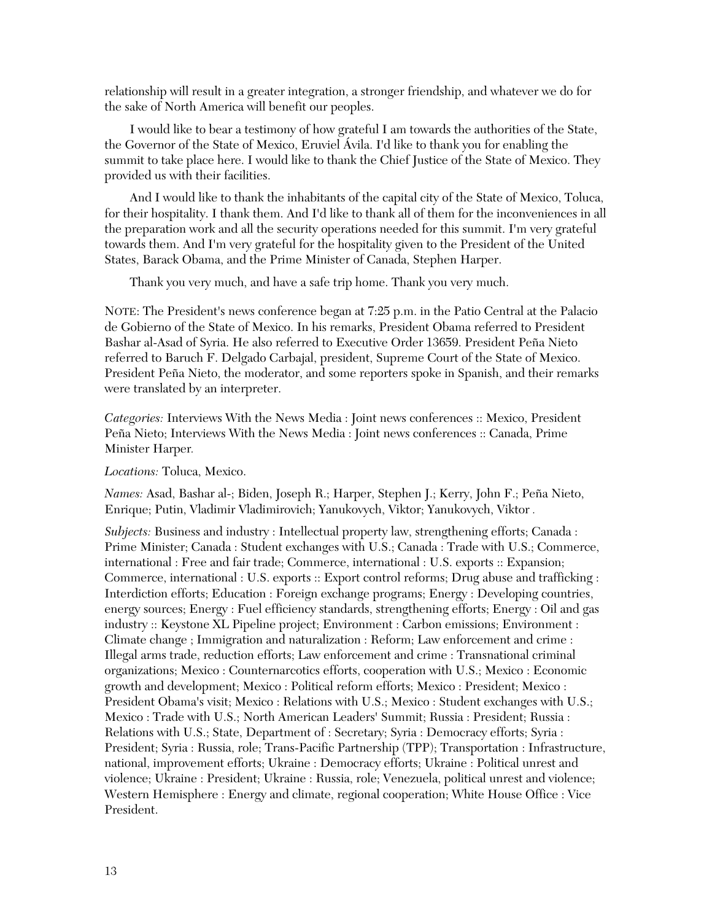relationship will result in a greater integration, a stronger friendship, and whatever we do for the sake of North America will benefit our peoples.

I would like to bear a testimony of how grateful I am towards the authorities of the State, the Governor of the State of Mexico, Eruviel Ávila. I'd like to thank you for enabling the summit to take place here. I would like to thank the Chief Justice of the State of Mexico. They provided us with their facilities.

And I would like to thank the inhabitants of the capital city of the State of Mexico, Toluca, for their hospitality. I thank them. And I'd like to thank all of them for the inconveniences in all the preparation work and all the security operations needed for this summit. I'm very grateful towards them. And I'm very grateful for the hospitality given to the President of the United States, Barack Obama, and the Prime Minister of Canada, Stephen Harper.

Thank you very much, and have a safe trip home. Thank you very much.

NOTE: The President's news conference began at 7:25 p.m. in the Patio Central at the Palacio de Gobierno of the State of Mexico. In his remarks, President Obama referred to President Bashar al-Asad of Syria. He also referred to Executive Order 13659. President Peña Nieto referred to Baruch F. Delgado Carbajal, president, Supreme Court of the State of Mexico. President Peña Nieto, the moderator, and some reporters spoke in Spanish, and their remarks were translated by an interpreter.

*Categories:* Interviews With the News Media : Joint news conferences :: Mexico, President Peña Nieto; Interviews With the News Media : Joint news conferences :: Canada, Prime Minister Harper.

*Locations:* Toluca, Mexico.

*Names:* Asad, Bashar al-; Biden, Joseph R.; Harper, Stephen J.; Kerry, John F.; Peña Nieto, Enrique; Putin, Vladimir Vladimirovich; Yanukovych, Viktor; Yanukovych, Viktor .

*Subjects:* Business and industry : Intellectual property law, strengthening efforts; Canada : Prime Minister; Canada : Student exchanges with U.S.; Canada : Trade with U.S.; Commerce, international : Free and fair trade; Commerce, international : U.S. exports :: Expansion; Commerce, international : U.S. exports :: Export control reforms; Drug abuse and trafficking : Interdiction efforts; Education : Foreign exchange programs; Energy : Developing countries, energy sources; Energy : Fuel efficiency standards, strengthening efforts; Energy : Oil and gas industry :: Keystone XL Pipeline project; Environment : Carbon emissions; Environment : Climate change ; Immigration and naturalization : Reform; Law enforcement and crime : Illegal arms trade, reduction efforts; Law enforcement and crime : Transnational criminal organizations; Mexico : Counternarcotics efforts, cooperation with U.S.; Mexico : Economic growth and development; Mexico : Political reform efforts; Mexico : President; Mexico : President Obama's visit; Mexico : Relations with U.S.; Mexico : Student exchanges with U.S.; Mexico : Trade with U.S.; North American Leaders' Summit; Russia : President; Russia : Relations with U.S.; State, Department of : Secretary; Syria : Democracy efforts; Syria : President; Syria : Russia, role; Trans-Pacific Partnership (TPP); Transportation : Infrastructure, national, improvement efforts; Ukraine : Democracy efforts; Ukraine : Political unrest and violence; Ukraine : President; Ukraine : Russia, role; Venezuela, political unrest and violence; Western Hemisphere : Energy and climate, regional cooperation; White House Office : Vice President.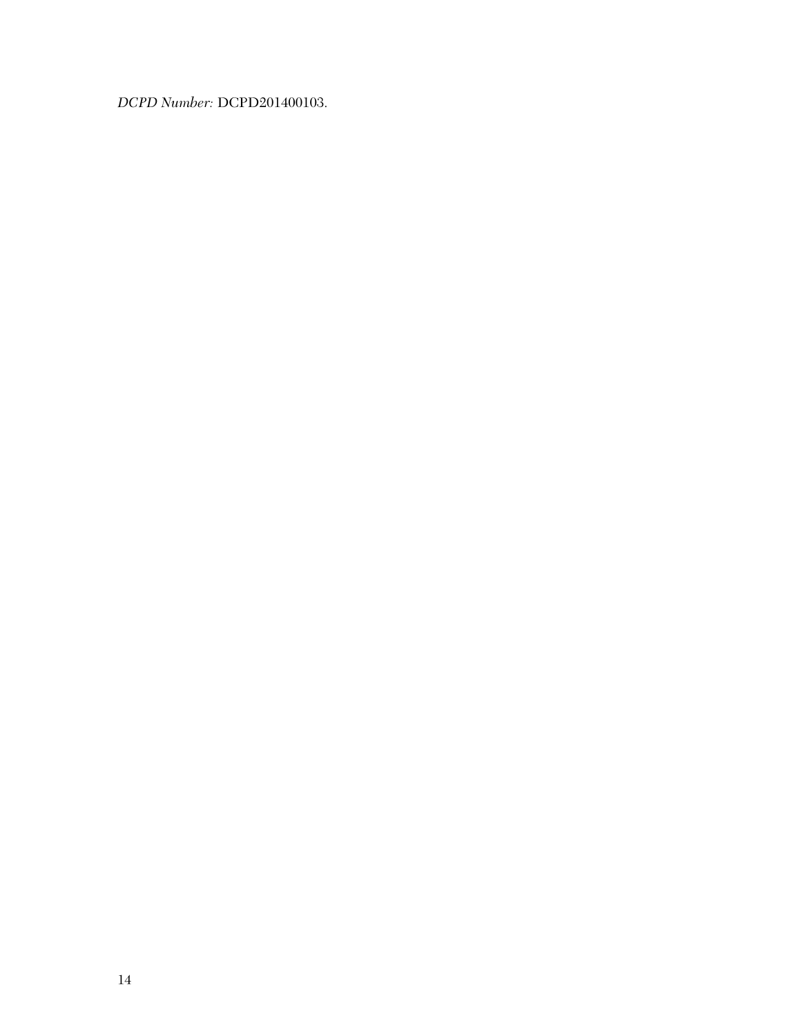*DCPD Number:* DCPD201400103.